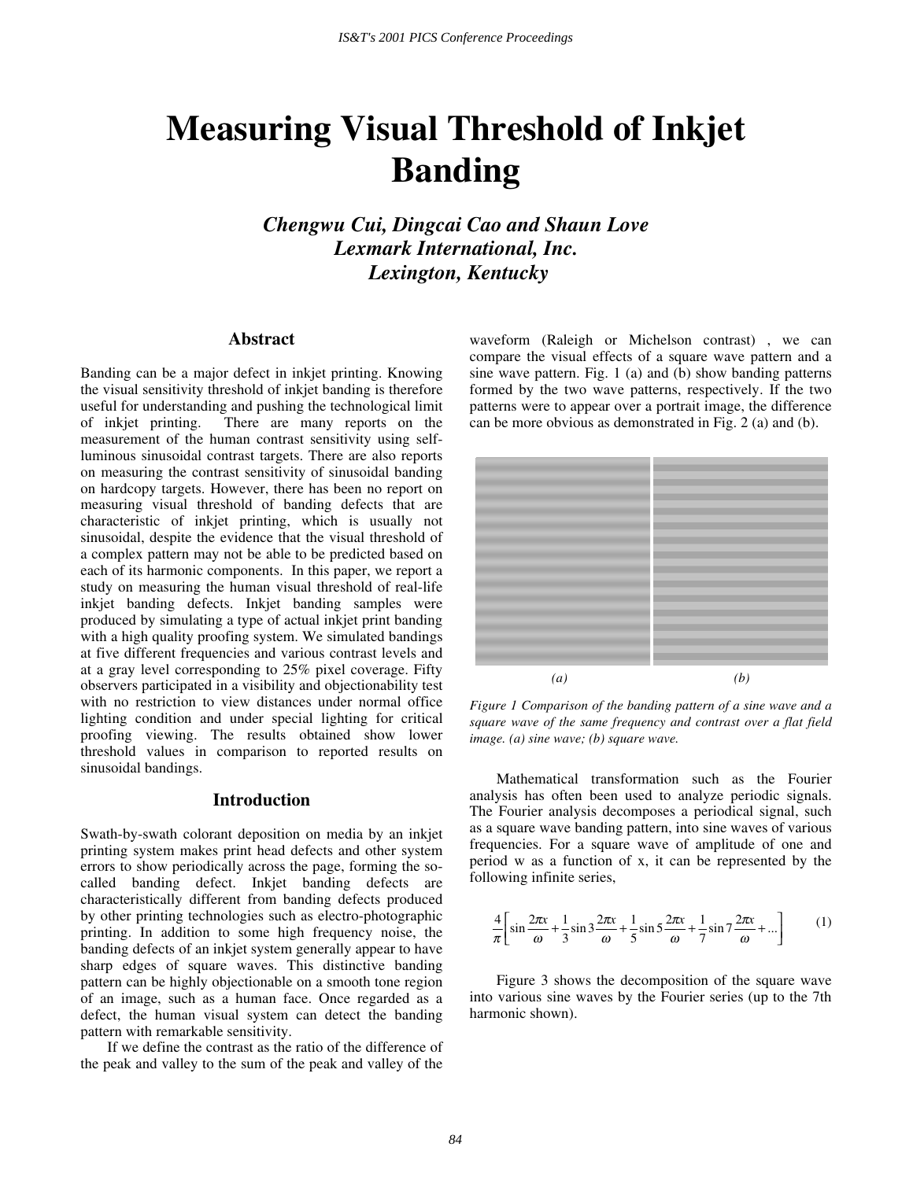# Measuring Visual Threshold of Inkjet Banding

***Chengwu Cui, Dingcai Cao and Shaun Love***
***Lexmark International, Inc.***
***Lexington, Kentucky***

## Abstract

Banding can be a major defect in inkjet printing. Knowing the visual sensitivity threshold of inkjet banding is therefore useful for understanding and pushing the technological limit of inkjet printing. There are many reports on the measurement of the human contrast sensitivity using self-luminous sinusoidal contrast targets. There are also reports on measuring the contrast sensitivity of sinusoidal banding on hardcopy targets. However, there has been no report on measuring visual threshold of banding defects that are characteristic of inkjet printing, which is usually not sinusoidal, despite the evidence that the visual threshold of a complex pattern may not be able to be predicted based on each of its harmonic components. In this paper, we report a study on measuring the human visual threshold of real-life inkjet banding defects. Inkjet banding samples were produced by simulating a type of actual inkjet print banding with a high quality proofing system. We simulated bandings at five different frequencies and various contrast levels and at a gray level corresponding to 25% pixel coverage. Fifty observers participated in a visibility and objectionability test with no restriction to view distances under normal office lighting condition and under special lighting for critical proofing viewing. The results obtained show lower threshold values in comparison to reported results on sinusoidal bandings.

## Introduction

Swath-by-swath colorant deposition on media by an inkjet printing system makes print head defects and other system errors to show periodically across the page, forming the so-called banding defect. Inkjet banding defects are characteristically different from banding defects produced by other printing technologies such as electro-photographic printing. In addition to some high frequency noise, the banding defects of an inkjet system generally appear to have sharp edges of square waves. This distinctive banding pattern can be highly objectionable on a smooth tone region of an image, such as a human face. Once regarded as a defect, the human visual system can detect the banding pattern with remarkable sensitivity.

If we define the contrast as the ratio of the difference of the peak and valley to the sum of the peak and valley of the waveform (Raleigh or Michelson contrast) , we can compare the visual effects of a square wave pattern and a sine wave pattern. Fig. 1 (a) and (b) show banding patterns formed by the two wave patterns, respectively. If the two patterns were to appear over a portrait image, the difference can be more obvious as demonstrated in Fig. 2 (a) and (b).

*(a)* *(b)*

*Figure 1 Comparison of the banding pattern of a sine wave and a square wave of the same frequency and contrast over a flat field image. (a) sine wave; (b) square wave.*

Mathematical transformation such as the Fourier analysis has often been used to analyze periodic signals. The Fourier analysis decomposes a periodical signal, such as a square wave banding pattern, into sine waves of various frequencies. For a square wave of amplitude of one and period w as a function of x, it can be represented by the following infinite series,

$$\frac{4}{\pi}\left[\sin\frac{2\pi x}{\omega}+\frac{1}{3}\sin 3\frac{2\pi x}{\omega}+\frac{1}{5}\sin 5\frac{2\pi x}{\omega}+\frac{1}{7}\sin 7\frac{2\pi x}{\omega}+\ldots\right] \qquad (1)$$

Figure 3 shows the decomposition of the square wave into various sine waves by the Fourier series (up to the 7th harmonic shown).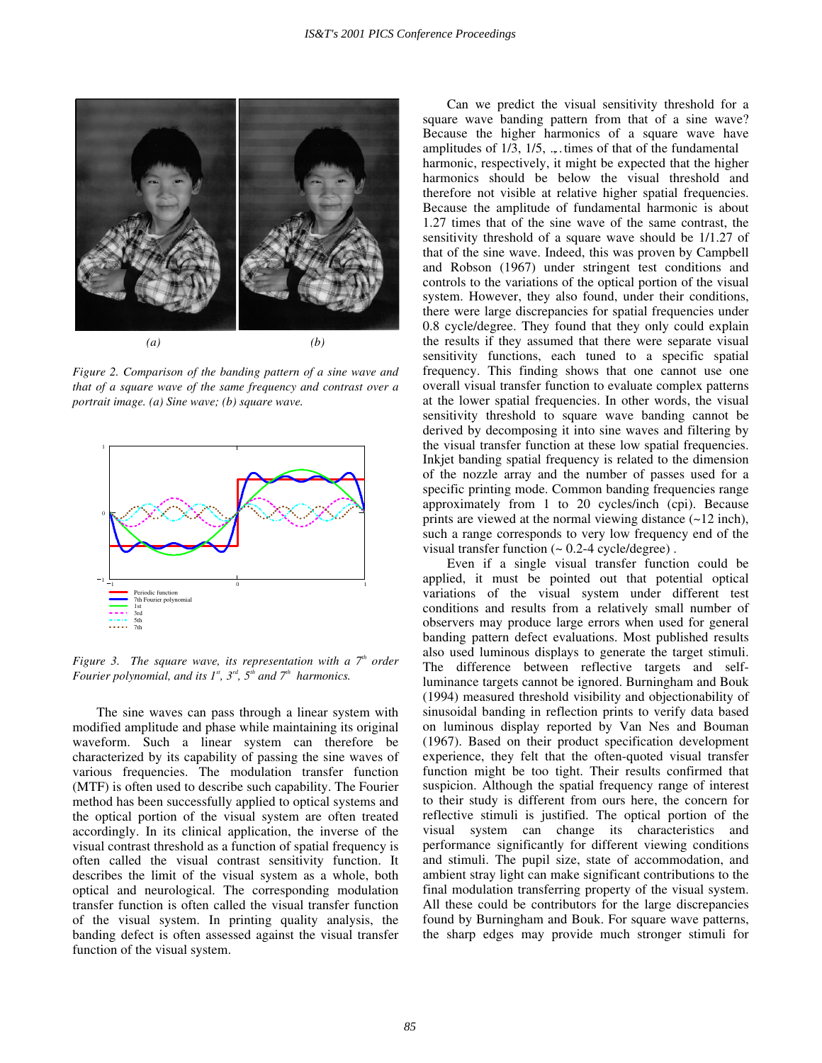*(a)* *(b)*

*Figure 2. Comparison of the banding pattern of a sine wave and that of a square wave of the same frequency and contrast over a portrait image. (a) Sine wave; (b) square wave.*

*Figure 3. The square wave, its representation with a $7^{th}$ order Fourier polynomial, and its $1^{st}$, $3^{rd}$, $5^{th}$ and $7^{th}$ harmonics.*

The sine waves can pass through a linear system with modified amplitude and phase while maintaining its original waveform. Such a linear system can therefore be characterized by its capability of passing the sine waves of various frequencies. The modulation transfer function (MTF) is often used to describe such capability. The Fourier method has been successfully applied to optical systems and the optical portion of the visual system are often treated accordingly. In its clinical application, the inverse of the visual contrast threshold as a function of spatial frequency is often called the visual contrast sensitivity function. It describes the limit of the visual system as a whole, both optical and neurological. The corresponding modulation transfer function is often called the visual transfer function of the visual system. In printing quality analysis, the banding defect is often assessed against the visual transfer function of the visual system.

Can we predict the visual sensitivity threshold for a square wave banding pattern from that of a sine wave? Because the higher harmonics of a square wave have amplitudes of 1/3, 1/5, ..., times of that of the fundamental harmonic, respectively, it might be expected that the higher harmonics should be below the visual threshold and therefore not visible at relative higher spatial frequencies. Because the amplitude of fundamental harmonic is about 1.27 times that of the sine wave of the same contrast, the sensitivity threshold of a square wave should be 1/1.27 of that of the sine wave. Indeed, this was proven by Campbell and Robson (1967) under stringent test conditions and controls to the variations of the optical portion of the visual system. However, they also found, under their conditions, there were large discrepancies for spatial frequencies under 0.8 cycle/degree. They found that they only could explain the results if they assumed that there were separate visual sensitivity functions, each tuned to a specific spatial frequency. This finding shows that one cannot use one overall visual transfer function to evaluate complex patterns at the lower spatial frequencies. In other words, the visual sensitivity threshold to square wave banding cannot be derived by decomposing it into sine waves and filtering by the visual transfer function at these low spatial frequencies. Inkjet banding spatial frequency is related to the dimension of the nozzle array and the number of passes used for a specific printing mode. Common banding frequencies range approximately from 1 to 20 cycles/inch (cpi). Because prints are viewed at the normal viewing distance (~12 inch), such a range corresponds to very low frequency end of the visual transfer function (~ 0.2-4 cycle/degree) .

Even if a single visual transfer function could be applied, it must be pointed out that potential optical variations of the visual system under different test conditions and results from a relatively small number of observers may produce large errors when used for general banding pattern defect evaluations. Most published results also used luminous displays to generate the target stimuli. The difference between reflective targets and self-luminance targets cannot be ignored. Burningham and Bouk (1994) measured threshold visibility and objectionability of sinusoidal banding in reflection prints to verify data based on luminous display reported by Van Nes and Bouman (1967). Based on their product specification development experience, they felt that the often-quoted visual transfer function might be too tight. Their results confirmed that suspicion. Although the spatial frequency range of interest to their study is different from ours here, the concern for reflective stimuli is justified. The optical portion of the visual system can change its characteristics and performance significantly for different viewing conditions and stimuli. The pupil size, state of accommodation, and ambient stray light can make significant contributions to the final modulation transferring property of the visual system. All these could be contributors for the large discrepancies found by Burningham and Bouk. For square wave patterns, the sharp edges may provide much stronger stimuli for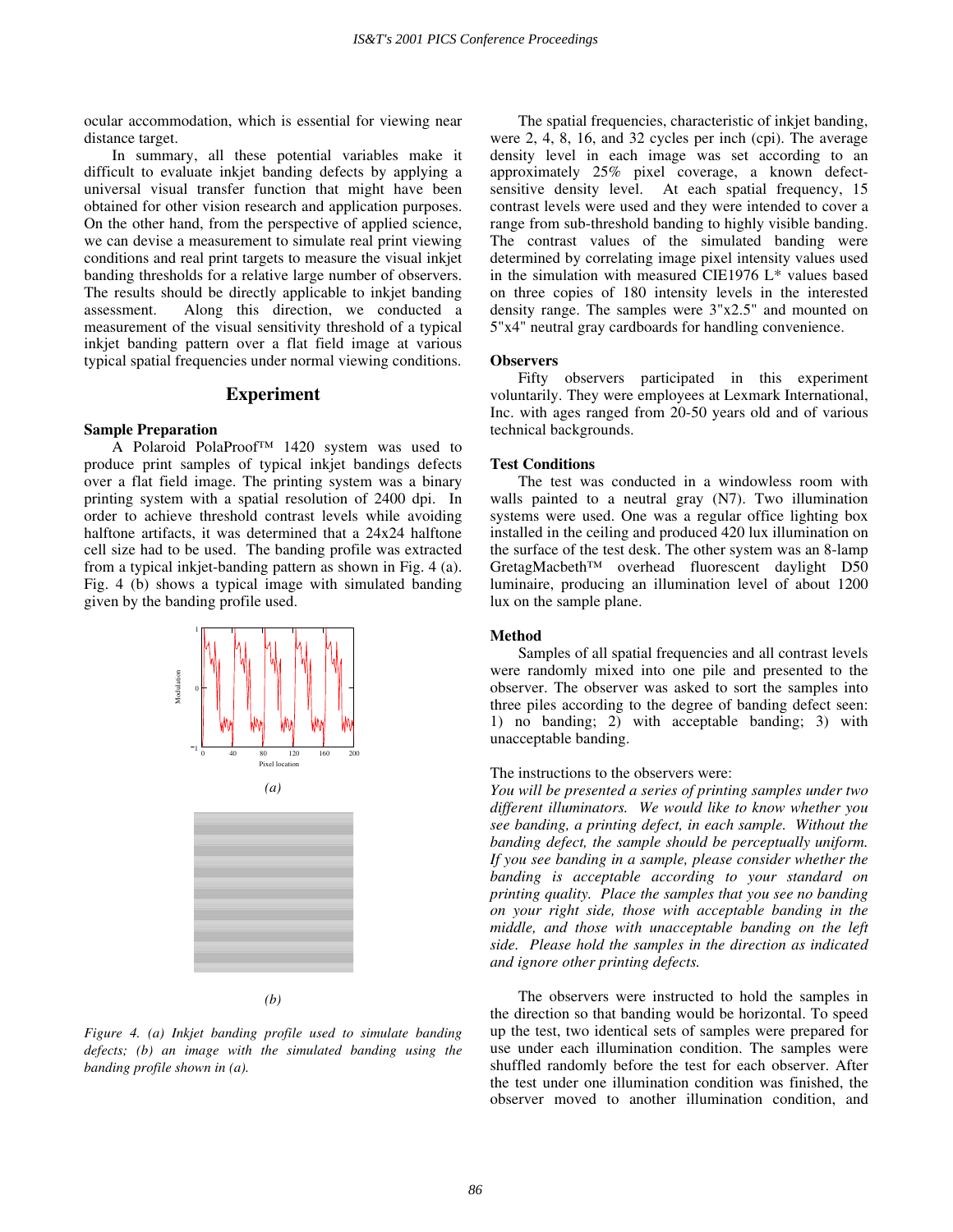ocular accommodation, which is essential for viewing near distance target.

In summary, all these potential variables make it difficult to evaluate inkjet banding defects by applying a universal visual transfer function that might have been obtained for other vision research and application purposes. On the other hand, from the perspective of applied science, we can devise a measurement to simulate real print viewing conditions and real print targets to measure the visual inkjet banding thresholds for a relative large number of observers. The results should be directly applicable to inkjet banding assessment. Along this direction, we conducted a measurement of the visual sensitivity threshold of a typical inkjet banding pattern over a flat field image at various typical spatial frequencies under normal viewing conditions.

## Experiment

### Sample Preparation

A Polaroid PolaProof™ 1420 system was used to produce print samples of typical inkjet bandings defects over a flat field image. The printing system was a binary printing system with a spatial resolution of 2400 dpi. In order to achieve threshold contrast levels while avoiding halftone artifacts, it was determined that a 24x24 halftone cell size had to be used. The banding profile was extracted from a typical inkjet-banding pattern as shown in Fig. 4 (a). Fig. 4 (b) shows a typical image with simulated banding given by the banding profile used.

*(a)*

*(b)*

*Figure 4. (a) Inkjet banding profile used to simulate banding defects; (b) an image with the simulated banding using the banding profile shown in (a).*

The spatial frequencies, characteristic of inkjet banding, were 2, 4, 8, 16, and 32 cycles per inch (cpi). The average density level in each image was set according to an approximately 25% pixel coverage, a known defect-sensitive density level. At each spatial frequency, 15 contrast levels were used and they were intended to cover a range from sub-threshold banding to highly visible banding. The contrast values of the simulated banding were determined by correlating image pixel intensity values used in the simulation with measured CIE1976 L* values based on three copies of 180 intensity levels in the interested density range. The samples were 3"x2.5" and mounted on 5"x4" neutral gray cardboards for handling convenience.

### Observers

Fifty observers participated in this experiment voluntarily. They were employees at Lexmark International, Inc. with ages ranged from 20-50 years old and of various technical backgrounds.

### Test Conditions

The test was conducted in a windowless room with walls painted to a neutral gray (N7). Two illumination systems were used. One was a regular office lighting box installed in the ceiling and produced 420 lux illumination on the surface of the test desk. The other system was an 8-lamp GretagMacbeth™ overhead fluorescent daylight D50 luminaire, producing an illumination level of about 1200 lux on the sample plane.

### Method

Samples of all spatial frequencies and all contrast levels were randomly mixed into one pile and presented to the observer. The observer was asked to sort the samples into three piles according to the degree of banding defect seen: 1) no banding; 2) with acceptable banding; 3) with unacceptable banding.

The instructions to the observers were:

*You will be presented a series of printing samples under two different illuminators. We would like to know whether you see banding, a printing defect, in each sample. Without the banding defect, the sample should be perceptually uniform. If you see banding in a sample, please consider whether the banding is acceptable according to your standard on printing quality. Place the samples that you see no banding on your right side, those with acceptable banding in the middle, and those with unacceptable banding on the left side. Please hold the samples in the direction as indicated and ignore other printing defects.*

The observers were instructed to hold the samples in the direction so that banding would be horizontal. To speed up the test, two identical sets of samples were prepared for use under each illumination condition. The samples were shuffled randomly before the test for each observer. After the test under one illumination condition was finished, the observer moved to another illumination condition, and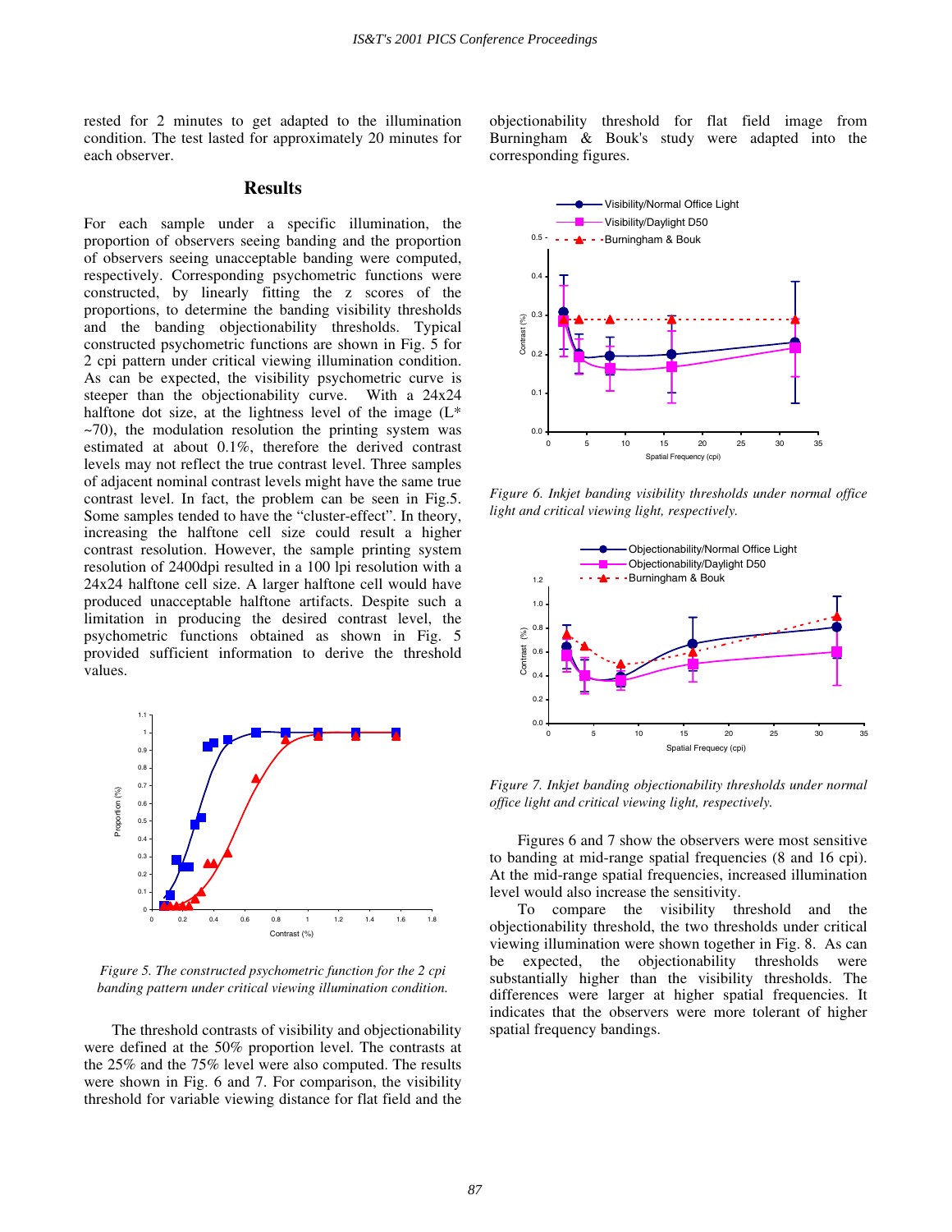rested for 2 minutes to get adapted to the illumination condition. The test lasted for approximately 20 minutes for each observer.

## Results

For each sample under a specific illumination, the proportion of observers seeing banding and the proportion of observers seeing unacceptable banding were computed, respectively. Corresponding psychometric functions were constructed, by linearly fitting the z scores of the proportions, to determine the banding visibility thresholds and the banding objectionability thresholds. Typical constructed psychometric functions are shown in Fig. 5 for 2 cpi pattern under critical viewing illumination condition. As can be expected, the visibility psychometric curve is steeper than the objectionability curve. With a 24x24 halftone dot size, at the lightness level of the image (L* ~70), the modulation resolution the printing system was estimated at about 0.1%, therefore the derived contrast levels may not reflect the true contrast level. Three samples of adjacent nominal contrast levels might have the same true contrast level. In fact, the problem can be seen in Fig.5. Some samples tended to have the "cluster-effect". In theory, increasing the halftone cell size could result a higher contrast resolution. However, the sample printing system resolution of 2400dpi resulted in a 100 lpi resolution with a 24x24 halftone cell size. A larger halftone cell would have produced unacceptable halftone artifacts. Despite such a limitation in producing the desired contrast level, the psychometric functions obtained as shown in Fig. 5 provided sufficient information to derive the threshold values.

*Figure 5. The constructed psychometric function for the 2 cpi banding pattern under critical viewing illumination condition.*

The threshold contrasts of visibility and objectionability were defined at the 50% proportion level. The contrasts at the 25% and the 75% level were also computed. The results were shown in Fig. 6 and 7. For comparison, the visibility threshold for variable viewing distance for flat field and the objectionability threshold for flat field image from Burningham & Bouk's study were adapted into the corresponding figures.

*Figure 6. Inkjet banding visibility thresholds under normal office light and critical viewing light, respectively.*

*Figure 7. Inkjet banding objectionability thresholds under normal office light and critical viewing light, respectively.*

Figures 6 and 7 show the observers were most sensitive to banding at mid-range spatial frequencies (8 and 16 cpi). At the mid-range spatial frequencies, increased illumination level would also increase the sensitivity.

To compare the visibility threshold and the objectionability threshold, the two thresholds under critical viewing illumination were shown together in Fig. 8. As can be expected, the objectionability thresholds were substantially higher than the visibility thresholds. The differences were larger at higher spatial frequencies. It indicates that the observers were more tolerant of higher spatial frequency bandings.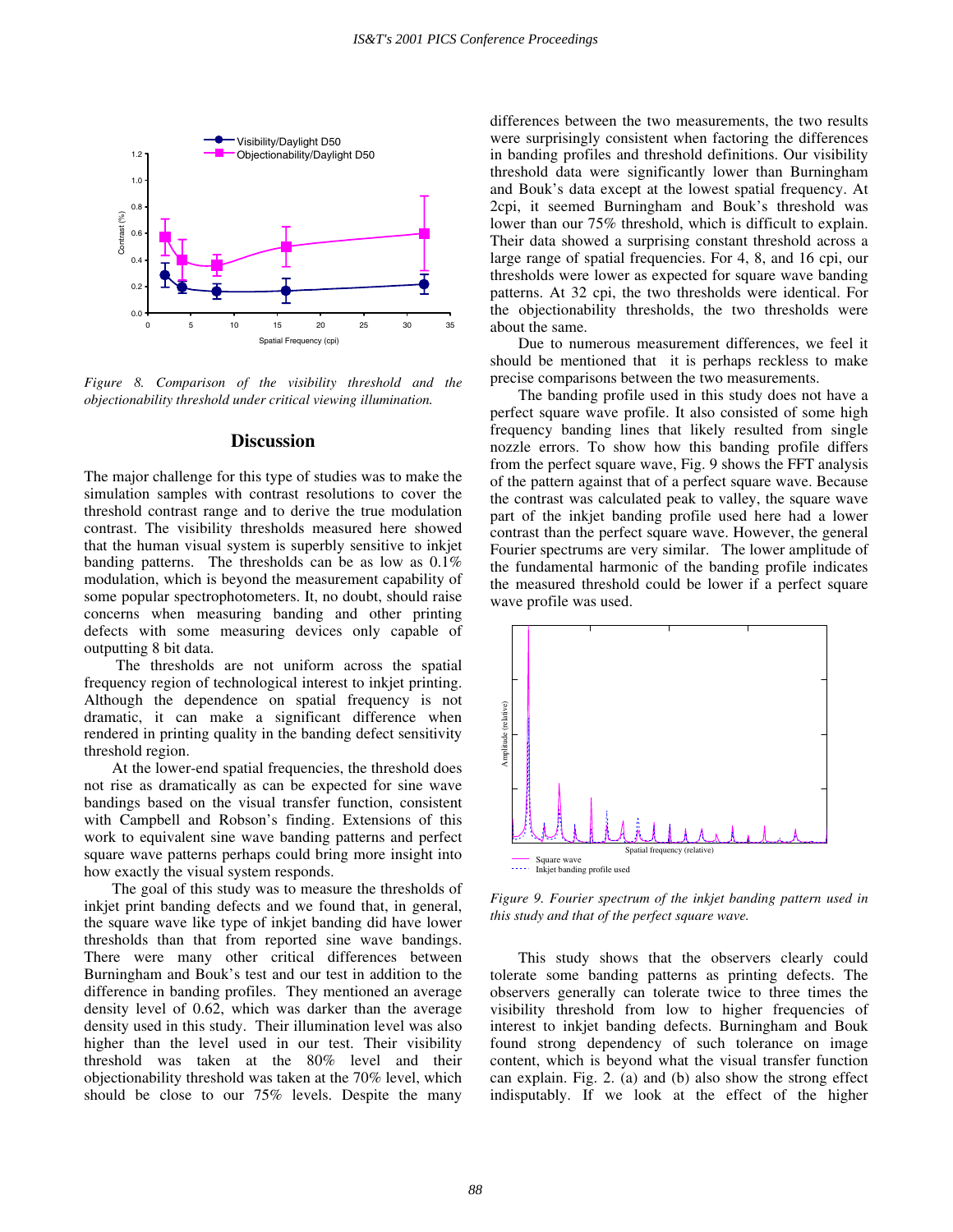Figure 8. Comparison of the visibility threshold and the objectionability threshold under critical viewing illumination.

## Discussion

The major challenge for this type of studies was to make the simulation samples with contrast resolutions to cover the threshold contrast range and to derive the true modulation contrast. The visibility thresholds measured here showed that the human visual system is superbly sensitive to inkjet banding patterns. The thresholds can be as low as 0.1% modulation, which is beyond the measurement capability of some popular spectrophotometers. It, no doubt, should raise concerns when measuring banding and other printing defects with some measuring devices only capable of outputting 8 bit data.

The thresholds are not uniform across the spatial frequency region of technological interest to inkjet printing. Although the dependence on spatial frequency is not dramatic, it can make a significant difference when rendered in printing quality in the banding defect sensitivity threshold region.

At the lower-end spatial frequencies, the threshold does not rise as dramatically as can be expected for sine wave bandings based on the visual transfer function, consistent with Campbell and Robson's finding. Extensions of this work to equivalent sine wave banding patterns and perfect square wave patterns perhaps could bring more insight into how exactly the visual system responds.

The goal of this study was to measure the thresholds of inkjet print banding defects and we found that, in general, the square wave like type of inkjet banding did have lower thresholds than that from reported sine wave bandings. There were many other critical differences between Burningham and Bouk's test and our test in addition to the difference in banding profiles. They mentioned an average density level of 0.62, which was darker than the average density used in this study. Their illumination level was also higher than the level used in our test. Their visibility threshold was taken at the 80% level and their objectionability threshold was taken at the 70% level, which should be close to our 75% levels. Despite the many differences between the two measurements, the two results were surprisingly consistent when factoring the differences in banding profiles and threshold definitions. Our visibility threshold data were significantly lower than Burningham and Bouk's data except at the lowest spatial frequency. At 2cpi, it seemed Burningham and Bouk's threshold was lower than our 75% threshold, which is difficult to explain. Their data showed a surprising constant threshold across a large range of spatial frequencies. For 4, 8, and 16 cpi, our thresholds were lower as expected for square wave banding patterns. At 32 cpi, the two thresholds were identical. For the objectionability thresholds, the two thresholds were about the same.

Due to numerous measurement differences, we feel it should be mentioned that it is perhaps reckless to make precise comparisons between the two measurements.

The banding profile used in this study does not have a perfect square wave profile. It also consisted of some high frequency banding lines that likely resulted from single nozzle errors. To show how this banding profile differs from the perfect square wave, Fig. 9 shows the FFT analysis of the pattern against that of a perfect square wave. Because the contrast was calculated peak to valley, the square wave part of the inkjet banding profile used here had a lower contrast than the perfect square wave. However, the general Fourier spectrums are very similar. The lower amplitude of the fundamental harmonic of the banding profile indicates the measured threshold could be lower if a perfect square wave profile was used.

Figure 9. Fourier spectrum of the inkjet banding pattern used in this study and that of the perfect square wave.

This study shows that the observers clearly could tolerate some banding patterns as printing defects. The observers generally can tolerate twice to three times the visibility threshold from low to higher frequencies of interest to inkjet banding defects. Burningham and Bouk found strong dependency of such tolerance on image content, which is beyond what the visual transfer function can explain. Fig. 2. (a) and (b) also show the strong effect indisputably. If we look at the effect of the higher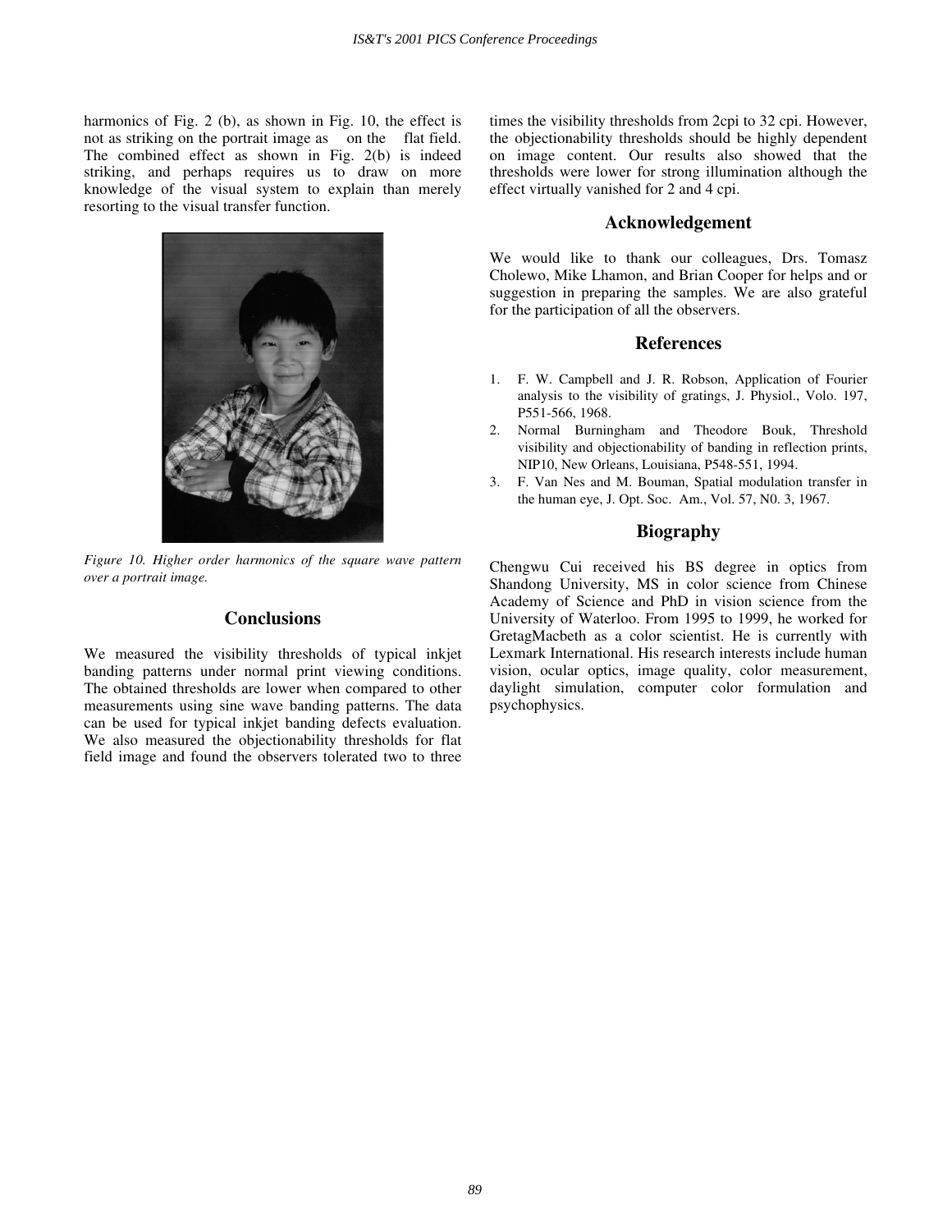harmonics of Fig. 2 (b), as shown in Fig. 10, the effect is not as striking on the portrait image as on the flat field. The combined effect as shown in Fig. 2(b) is indeed striking, and perhaps requires us to draw on more knowledge of the visual system to explain than merely resorting to the visual transfer function.

*Figure 10. Higher order harmonics of the square wave pattern over a portrait image.*

## Conclusions

We measured the visibility thresholds of typical inkjet banding patterns under normal print viewing conditions. The obtained thresholds are lower when compared to other measurements using sine wave banding patterns. The data can be used for typical inkjet banding defects evaluation. We also measured the objectionability thresholds for flat field image and found the observers tolerated two to three times the visibility thresholds from 2cpi to 32 cpi. However, the objectionability thresholds should be highly dependent on image content. Our results also showed that the thresholds were lower for strong illumination although the effect virtually vanished for 2 and 4 cpi.

## Acknowledgement

We would like to thank our colleagues, Drs. Tomasz Cholewo, Mike Lhamon, and Brian Cooper for helps and or suggestion in preparing the samples. We are also grateful for the participation of all the observers.

## References

1. F. W. Campbell and J. R. Robson, Application of Fourier analysis to the visibility of gratings, J. Physiol., Volo. 197, P551-566, 1968.
2. Normal Burningham and Theodore Bouk, Threshold visibility and objectionability of banding in reflection prints, NIP10, New Orleans, Louisiana, P548-551, 1994.
3. F. Van Nes and M. Bouman, Spatial modulation transfer in the human eye, J. Opt. Soc. Am., Vol. 57, N0. 3, 1967.

## Biography

Chengwu Cui received his BS degree in optics from Shandong University, MS in color science from Chinese Academy of Science and PhD in vision science from the University of Waterloo. From 1995 to 1999, he worked for GretagMacbeth as a color scientist. He is currently with Lexmark International. His research interests include human vision, ocular optics, image quality, color measurement, daylight simulation, computer color formulation and psychophysics.